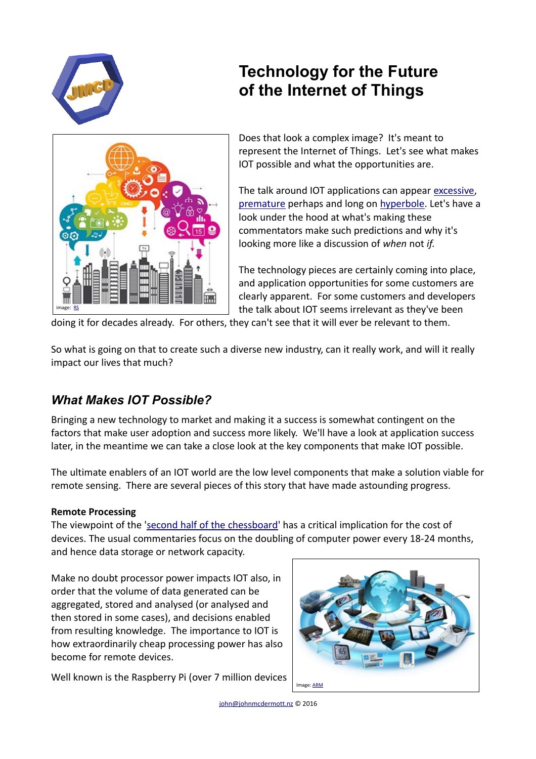# Technology for the Future of the Internet of Things

image: RS

Does that look a complex image? It's meant to represent the Internet of Things. Let's see what makes IOT possible and what the opportunities are.

The talk around IOT applications can appear excessive, premature perhaps and long on hyperbole. Let's have a look under the hood at what's making these commentators make such predictions and why it's looking more like a discussion of *when* not *if*.

The technology pieces are certainly coming into place, and application opportunities for some customers are clearly apparent. For some customers and developers the talk about IOT seems irrelevant as they've been doing it for decades already. For others, they can't see that it will ever be relevant to them.

So what is going on that to create such a diverse new industry, can it really work, and will it really impact our lives that much?

## *What Makes IOT Possible?*

Bringing a new technology to market and making it a success is somewhat contingent on the factors that make user adoption and success more likely. We'll have a look at application success later, in the meantime we can take a close look at the key components that make IOT possible.

The ultimate enablers of an IOT world are the low level components that make a solution viable for remote sensing. There are several pieces of this story that have made astounding progress.

**Remote Processing**

The viewpoint of the 'second half of the chessboard' has a critical implication for the cost of devices. The usual commentaries focus on the doubling of computer power every 18-24 months, and hence data storage or network capacity.

Make no doubt processor power impacts IOT also, in order that the volume of data generated can be aggregated, stored and analysed (or analysed and then stored in some cases), and decisions enabled from resulting knowledge. The importance to IOT is how extraordinarily cheap processing power has also become for remote devices.

Image: ARM

Well known is the Raspberry Pi (over 7 million devices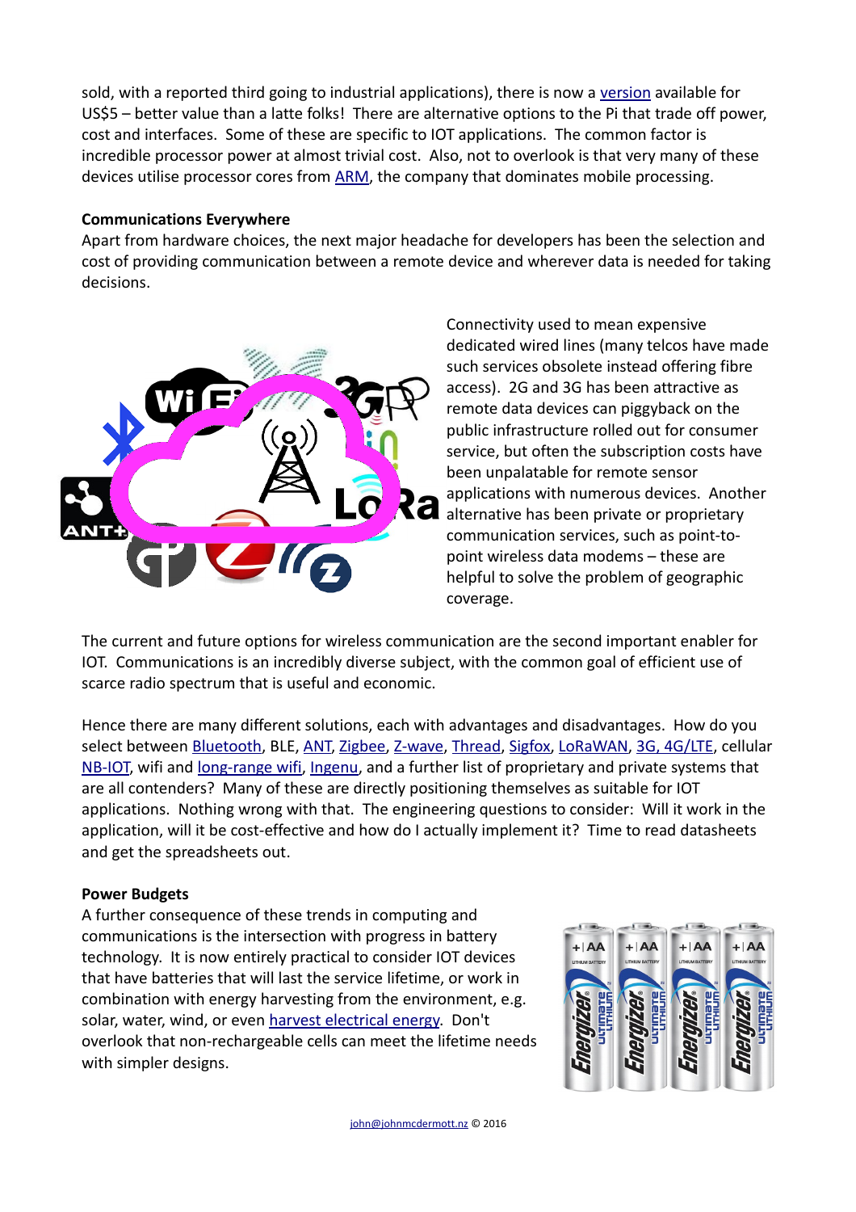sold, with a reported third going to industrial applications), there is now a version available for US$5 – better value than a latte folks! There are alternative options to the Pi that trade off power, cost and interfaces. Some of these are specific to IOT applications. The common factor is incredible processor power at almost trivial cost. Also, not to overlook is that very many of these devices utilise processor cores from ARM, the company that dominates mobile processing.

**Communications Everywhere**

Apart from hardware choices, the next major headache for developers has been the selection and cost of providing communication between a remote device and wherever data is needed for taking decisions.

Connectivity used to mean expensive dedicated wired lines (many telcos have made such services obsolete instead offering fibre access). 2G and 3G has been attractive as remote data devices can piggyback on the public infrastructure rolled out for consumer service, but often the subscription costs have been unpalatable for remote sensor applications with numerous devices. Another alternative has been private or proprietary communication services, such as point-to-point wireless data modems – these are helpful to solve the problem of geographic coverage.

The current and future options for wireless communication are the second important enabler for IOT. Communications is an incredibly diverse subject, with the common goal of efficient use of scarce radio spectrum that is useful and economic.

Hence there are many different solutions, each with advantages and disadvantages. How do you select between Bluetooth, BLE, ANT, Zigbee, Z-wave, Thread, Sigfox, LoRaWAN, 3G, 4G/LTE, cellular NB-IOT, wifi and long-range wifi, Ingenu, and a further list of proprietary and private systems that are all contenders? Many of these are directly positioning themselves as suitable for IOT applications. Nothing wrong with that. The engineering questions to consider: Will it work in the application, will it be cost-effective and how do I actually implement it? Time to read datasheets and get the spreadsheets out.

**Power Budgets**

A further consequence of these trends in computing and communications is the intersection with progress in battery technology. It is now entirely practical to consider IOT devices that have batteries that will last the service lifetime, or work in combination with energy harvesting from the environment, e.g. solar, water, wind, or even harvest electrical energy. Don't overlook that non-rechargeable cells can meet the lifetime needs with simpler designs.

john@johnmcdermott.nz © 2016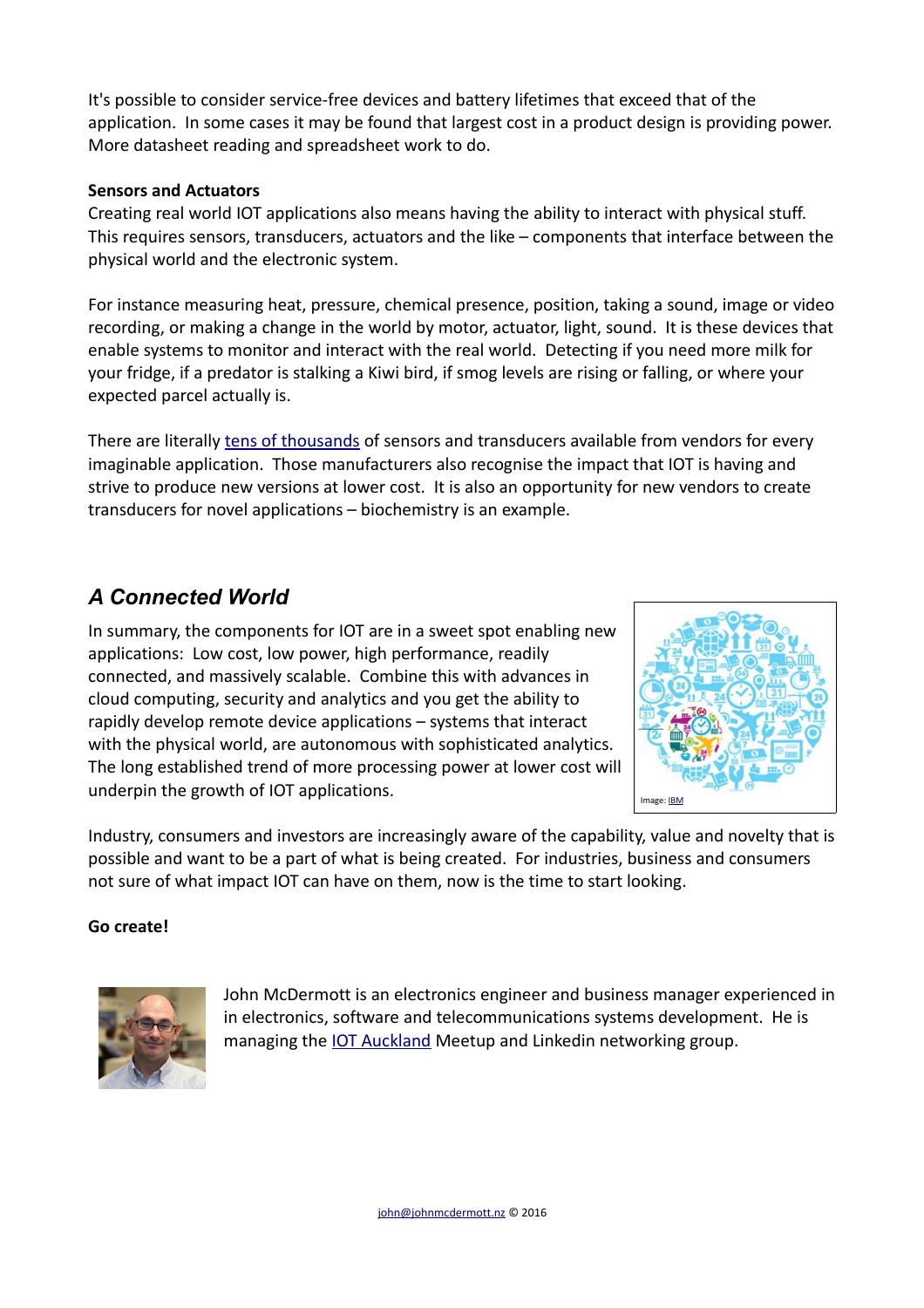It's possible to consider service-free devices and battery lifetimes that exceed that of the application. In some cases it may be found that largest cost in a product design is providing power. More datasheet reading and spreadsheet work to do.

**Sensors and Actuators**

Creating real world IOT applications also means having the ability to interact with physical stuff. This requires sensors, transducers, actuators and the like – components that interface between the physical world and the electronic system.

For instance measuring heat, pressure, chemical presence, position, taking a sound, image or video recording, or making a change in the world by motor, actuator, light, sound. It is these devices that enable systems to monitor and interact with the real world. Detecting if you need more milk for your fridge, if a predator is stalking a Kiwi bird, if smog levels are rising or falling, or where your expected parcel actually is.

There are literally tens of thousands of sensors and transducers available from vendors for every imaginable application. Those manufacturers also recognise the impact that IOT is having and strive to produce new versions at lower cost. It is also an opportunity for new vendors to create transducers for novel applications – biochemistry is an example.

## *A Connected World*

In summary, the components for IOT are in a sweet spot enabling new applications: Low cost, low power, high performance, readily connected, and massively scalable. Combine this with advances in cloud computing, security and analytics and you get the ability to rapidly develop remote device applications – systems that interact with the physical world, are autonomous with sophisticated analytics. The long established trend of more processing power at lower cost will underpin the growth of IOT applications.

Image: IBM

Industry, consumers and investors are increasingly aware of the capability, value and novelty that is possible and want to be a part of what is being created. For industries, business and consumers not sure of what impact IOT can have on them, now is the time to start looking.

**Go create!**

John McDermott is an electronics engineer and business manager experienced in in electronics, software and telecommunications systems development. He is managing the IOT Auckland Meetup and Linkedin networking group.

john@johnmcdermott.nz © 2016